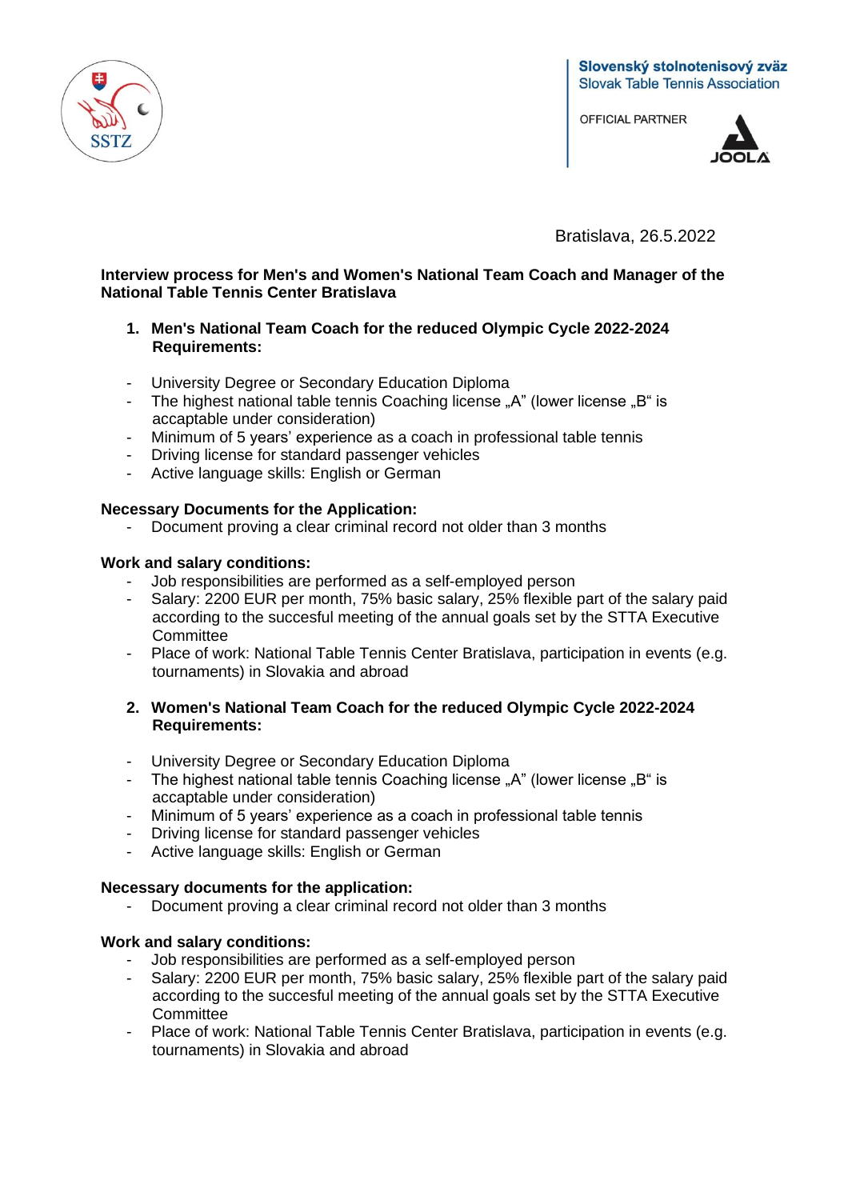Slovenský stolnotenisový zväz
Slovak Table Tennis Association

OFFICIAL PARTNER

Bratislava, 26.5.2022

**Interview process for Men's and Women's National Team Coach and Manager of the National Table Tennis Center Bratislava**

1. **Men's National Team Coach for the reduced Olympic Cycle 2022-2024**
   **Requirements:**

- University Degree or Secondary Education Diploma
- The highest national table tennis Coaching license „A" (lower license „B" is accaptable under consideration)
- Minimum of 5 years' experience as a coach in professional table tennis
- Driving license for standard passenger vehicles
- Active language skills: English or German

**Necessary Documents for the Application:**

- Document proving a clear criminal record not older than 3 months

**Work and salary conditions:**

- Job responsibilities are performed as a self-employed person
- Salary: 2200 EUR per month, 75% basic salary, 25% flexible part of the salary paid according to the succesful meeting of the annual goals set by the STTA Executive Committee
- Place of work: National Table Tennis Center Bratislava, participation in events (e.g. tournaments) in Slovakia and abroad

2. **Women's National Team Coach for the reduced Olympic Cycle 2022-2024**
   **Requirements:**

- University Degree or Secondary Education Diploma
- The highest national table tennis Coaching license „A" (lower license „B" is accaptable under consideration)
- Minimum of 5 years' experience as a coach in professional table tennis
- Driving license for standard passenger vehicles
- Active language skills: English or German

**Necessary documents for the application:**

- Document proving a clear criminal record not older than 3 months

**Work and salary conditions:**

- Job responsibilities are performed as a self-employed person
- Salary: 2200 EUR per month, 75% basic salary, 25% flexible part of the salary paid according to the succesful meeting of the annual goals set by the STTA Executive Committee
- Place of work: National Table Tennis Center Bratislava, participation in events (e.g. tournaments) in Slovakia and abroad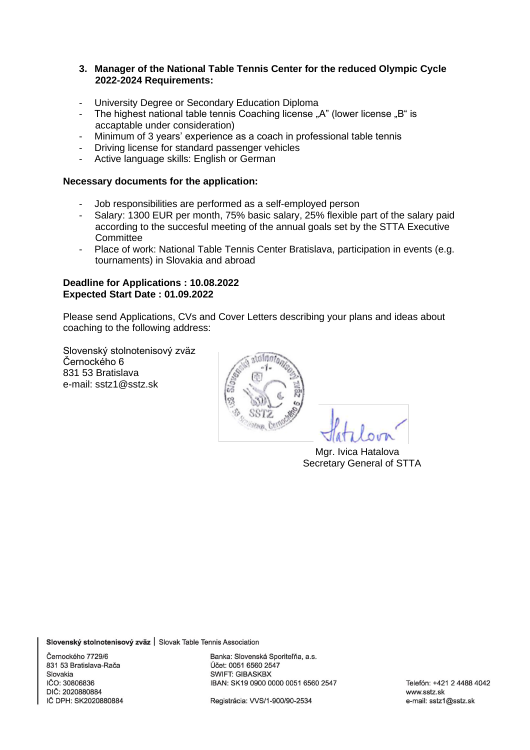3. **Manager of the National Table Tennis Center for the reduced Olympic Cycle 2022-2024 Requirements:**

- University Degree or Secondary Education Diploma
- The highest national table tennis Coaching license „A" (lower license „B" is accaptable under consideration)
- Minimum of 3 years' experience as a coach in professional table tennis
- Driving license for standard passenger vehicles
- Active language skills: English or German

**Necessary documents for the application:**

- Job responsibilities are performed as a self-employed person
- Salary: 1300 EUR per month, 75% basic salary, 25% flexible part of the salary paid according to the succesful meeting of the annual goals set by the STTA Executive Committee
- Place of work: National Table Tennis Center Bratislava, participation in events (e.g. tournaments) in Slovakia and abroad

**Deadline for Applications : 10.08.2022**
**Expected Start Date : 01.09.2022**

Please send Applications, CVs and Cover Letters describing your plans and ideas about coaching to the following address:

Slovenský stolnotenisový zväz
Černockého 6
831 53 Bratislava
e-mail: sstz1@sstz.sk

Mgr. Ivica Hatalova
Secretary General of STTA

**Slovenský stolnotenisový zväz** | Slovak Table Tennis Association

Černockého 7729/6
831 53 Bratislava-Rača
Slovakia
IČO: 30806836
DIČ: 2020880884
IČ DPH: SK2020880884

Banka: Slovenská Sporiteľňa, a.s.
Účet: 0051 6560 2547
SWIFT: GIBASKBX
IBAN: SK19 0900 0000 0051 6560 2547

Registrácia: VVS/1-900/90-2534

Telefón: +421 2 4488 4042
www.sstz.sk
e-mail: sstz1@sstz.sk